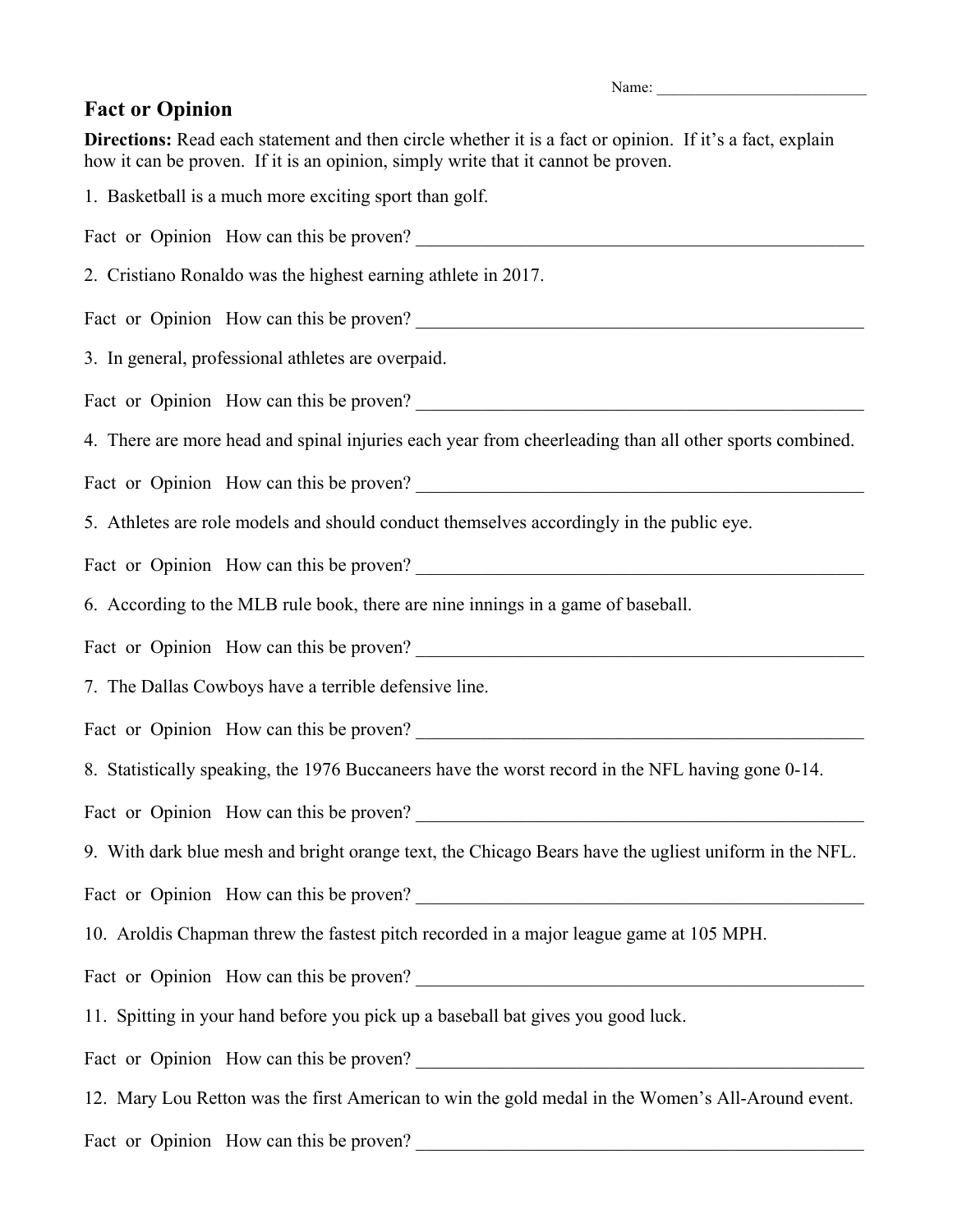Name: ___________________________

# Fact or Opinion

**Directions:** Read each statement and then circle whether it is a fact or opinion. If it's a fact, explain how it can be proven. If it is an opinion, simply write that it cannot be proven.

1. Basketball is a much more exciting sport than golf.

Fact or Opinion How can this be proven? ___________________________________________________

2. Cristiano Ronaldo was the highest earning athlete in 2017.

Fact or Opinion How can this be proven? ___________________________________________________

3. In general, professional athletes are overpaid.

Fact or Opinion How can this be proven? ___________________________________________________

4. There are more head and spinal injuries each year from cheerleading than all other sports combined.

Fact or Opinion How can this be proven? ___________________________________________________

5. Athletes are role models and should conduct themselves accordingly in the public eye.

Fact or Opinion How can this be proven? ___________________________________________________

6. According to the MLB rule book, there are nine innings in a game of baseball.

Fact or Opinion How can this be proven? ___________________________________________________

7. The Dallas Cowboys have a terrible defensive line.

Fact or Opinion How can this be proven? ___________________________________________________

8. Statistically speaking, the 1976 Buccaneers have the worst record in the NFL having gone 0-14.

Fact or Opinion How can this be proven? ___________________________________________________

9. With dark blue mesh and bright orange text, the Chicago Bears have the ugliest uniform in the NFL.

Fact or Opinion How can this be proven? ___________________________________________________

10. Aroldis Chapman threw the fastest pitch recorded in a major league game at 105 MPH.

Fact or Opinion How can this be proven? ___________________________________________________

11. Spitting in your hand before you pick up a baseball bat gives you good luck.

Fact or Opinion How can this be proven? ___________________________________________________

12. Mary Lou Retton was the first American to win the gold medal in the Women's All-Around event.

Fact or Opinion How can this be proven? ___________________________________________________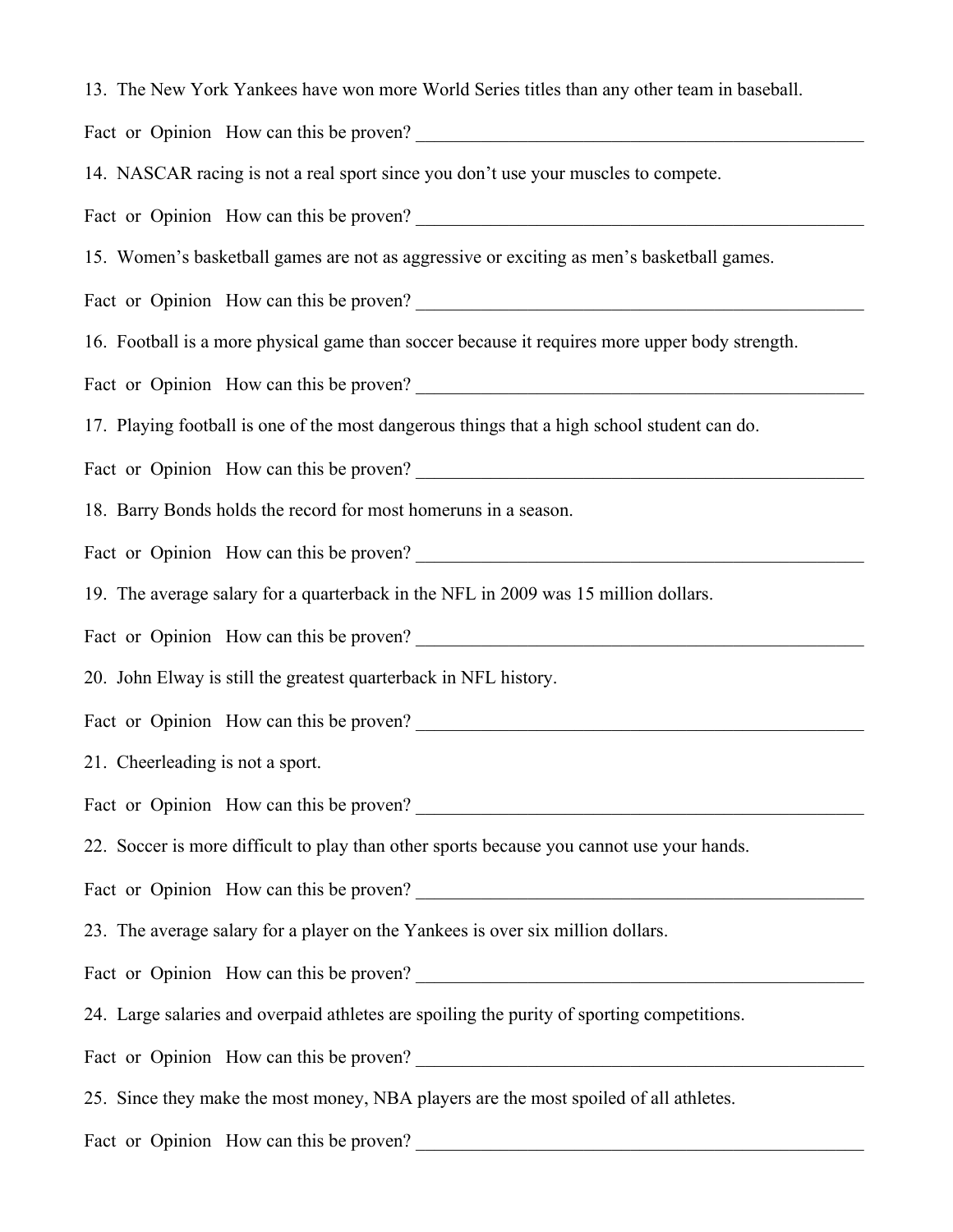13. The New York Yankees have won more World Series titles than any other team in baseball.

Fact or Opinion How can this be proven? ____________________________________________________

14. NASCAR racing is not a real sport since you don't use your muscles to compete.

Fact or Opinion How can this be proven? ____________________________________________________

15. Women's basketball games are not as aggressive or exciting as men's basketball games.

Fact or Opinion How can this be proven? ____________________________________________________

16. Football is a more physical game than soccer because it requires more upper body strength.

Fact or Opinion How can this be proven? ____________________________________________________

17. Playing football is one of the most dangerous things that a high school student can do.

Fact or Opinion How can this be proven? ____________________________________________________

18. Barry Bonds holds the record for most homeruns in a season.

Fact or Opinion How can this be proven? ____________________________________________________

19. The average salary for a quarterback in the NFL in 2009 was 15 million dollars.

Fact or Opinion How can this be proven? ____________________________________________________

20. John Elway is still the greatest quarterback in NFL history.

Fact or Opinion How can this be proven? ____________________________________________________

21. Cheerleading is not a sport.

Fact or Opinion How can this be proven? ____________________________________________________

22. Soccer is more difficult to play than other sports because you cannot use your hands.

Fact or Opinion How can this be proven? ____________________________________________________

23. The average salary for a player on the Yankees is over six million dollars.

Fact or Opinion How can this be proven? ____________________________________________________

24. Large salaries and overpaid athletes are spoiling the purity of sporting competitions.

Fact or Opinion How can this be proven? ____________________________________________________

25. Since they make the most money, NBA players are the most spoiled of all athletes.

Fact or Opinion How can this be proven? ____________________________________________________